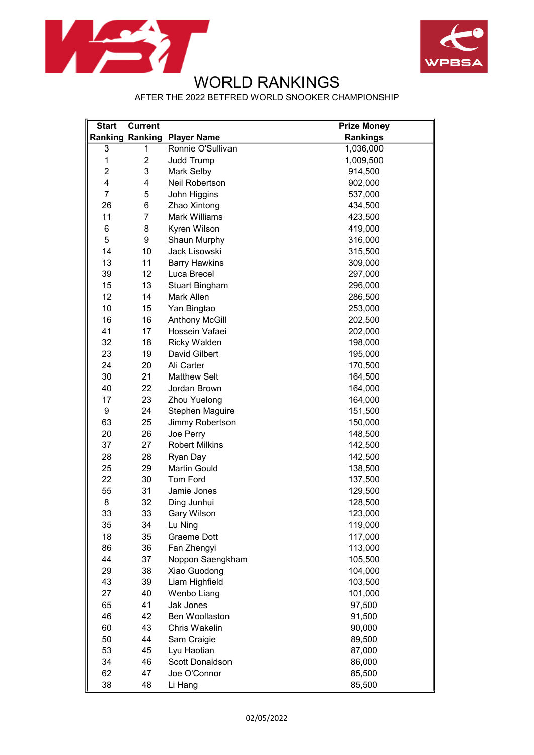# WORLD RANKINGS

AFTER THE 2022 BETFRED WORLD SNOOKER CHAMPIONSHIP

| Start Ranking | Current Ranking | Player Name | Prize Money Rankings |
|---|---|---|---|
| 3 | 1 | Ronnie O'Sullivan | 1,036,000 |
| 1 | 2 | Judd Trump | 1,009,500 |
| 2 | 3 | Mark Selby | 914,500 |
| 4 | 4 | Neil Robertson | 902,000 |
| 7 | 5 | John Higgins | 537,000 |
| 26 | 6 | Zhao Xintong | 434,500 |
| 11 | 7 | Mark Williams | 423,500 |
| 6 | 8 | Kyren Wilson | 419,000 |
| 5 | 9 | Shaun Murphy | 316,000 |
| 14 | 10 | Jack Lisowski | 315,500 |
| 13 | 11 | Barry Hawkins | 309,000 |
| 39 | 12 | Luca Brecel | 297,000 |
| 15 | 13 | Stuart Bingham | 296,000 |
| 12 | 14 | Mark Allen | 286,500 |
| 10 | 15 | Yan Bingtao | 253,000 |
| 16 | 16 | Anthony McGill | 202,500 |
| 41 | 17 | Hossein Vafaei | 202,000 |
| 32 | 18 | Ricky Walden | 198,000 |
| 23 | 19 | David Gilbert | 195,000 |
| 24 | 20 | Ali Carter | 170,500 |
| 30 | 21 | Matthew Selt | 164,500 |
| 40 | 22 | Jordan Brown | 164,000 |
| 17 | 23 | Zhou Yuelong | 164,000 |
| 9 | 24 | Stephen Maguire | 151,500 |
| 63 | 25 | Jimmy Robertson | 150,000 |
| 20 | 26 | Joe Perry | 148,500 |
| 37 | 27 | Robert Milkins | 142,500 |
| 28 | 28 | Ryan Day | 142,500 |
| 25 | 29 | Martin Gould | 138,500 |
| 22 | 30 | Tom Ford | 137,500 |
| 55 | 31 | Jamie Jones | 129,500 |
| 8 | 32 | Ding Junhui | 128,500 |
| 33 | 33 | Gary Wilson | 123,000 |
| 35 | 34 | Lu Ning | 119,000 |
| 18 | 35 | Graeme Dott | 117,000 |
| 86 | 36 | Fan Zhengyi | 113,000 |
| 44 | 37 | Noppon Saengkham | 105,500 |
| 29 | 38 | Xiao Guodong | 104,000 |
| 43 | 39 | Liam Highfield | 103,500 |
| 27 | 40 | Wenbo Liang | 101,000 |
| 65 | 41 | Jak Jones | 97,500 |
| 46 | 42 | Ben Woollaston | 91,500 |
| 60 | 43 | Chris Wakelin | 90,000 |
| 50 | 44 | Sam Craigie | 89,500 |
| 53 | 45 | Lyu Haotian | 87,000 |
| 34 | 46 | Scott Donaldson | 86,000 |
| 62 | 47 | Joe O'Connor | 85,500 |
| 38 | 48 | Li Hang | 85,500 |

02/05/2022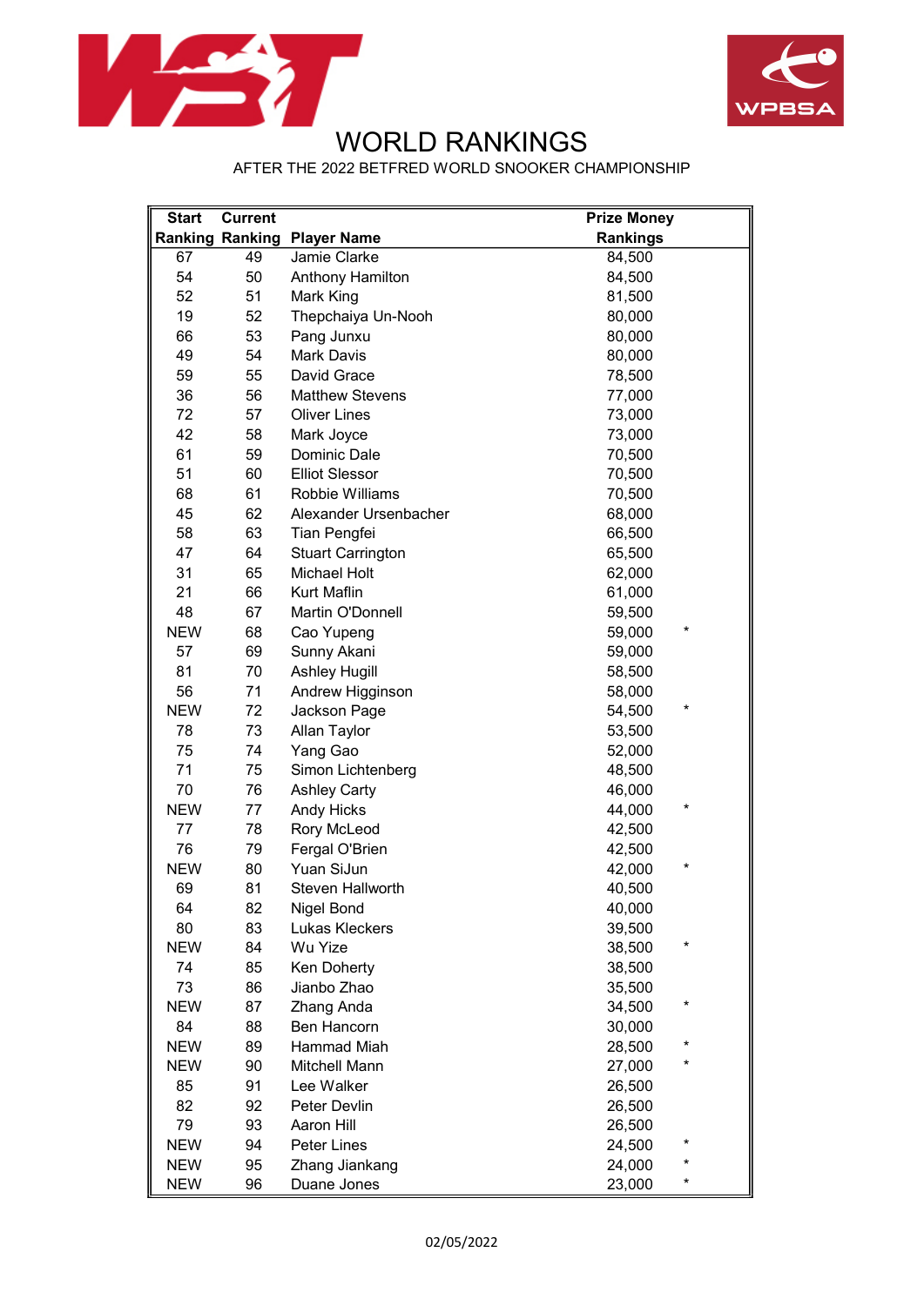# WORLD RANKINGS

AFTER THE 2022 BETFRED WORLD SNOOKER CHAMPIONSHIP

| Start Ranking | Current Ranking | Player Name | Prize Money Rankings | |
|---|---|---|---|---|
| 67 | 49 | Jamie Clarke | 84,500 | |
| 54 | 50 | Anthony Hamilton | 84,500 | |
| 52 | 51 | Mark King | 81,500 | |
| 19 | 52 | Thepchaiya Un-Nooh | 80,000 | |
| 66 | 53 | Pang Junxu | 80,000 | |
| 49 | 54 | Mark Davis | 80,000 | |
| 59 | 55 | David Grace | 78,500 | |
| 36 | 56 | Matthew Stevens | 77,000 | |
| 72 | 57 | Oliver Lines | 73,000 | |
| 42 | 58 | Mark Joyce | 73,000 | |
| 61 | 59 | Dominic Dale | 70,500 | |
| 51 | 60 | Elliot Slessor | 70,500 | |
| 68 | 61 | Robbie Williams | 70,500 | |
| 45 | 62 | Alexander Ursenbacher | 68,000 | |
| 58 | 63 | Tian Pengfei | 66,500 | |
| 47 | 64 | Stuart Carrington | 65,500 | |
| 31 | 65 | Michael Holt | 62,000 | |
| 21 | 66 | Kurt Maflin | 61,000 | |
| 48 | 67 | Martin O'Donnell | 59,500 | |
| NEW | 68 | Cao Yupeng | 59,000 | * |
| 57 | 69 | Sunny Akani | 59,000 | |
| 81 | 70 | Ashley Hugill | 58,500 | |
| 56 | 71 | Andrew Higginson | 58,000 | |
| NEW | 72 | Jackson Page | 54,500 | * |
| 78 | 73 | Allan Taylor | 53,500 | |
| 75 | 74 | Yang Gao | 52,000 | |
| 71 | 75 | Simon Lichtenberg | 48,500 | |
| 70 | 76 | Ashley Carty | 46,000 | |
| NEW | 77 | Andy Hicks | 44,000 | * |
| 77 | 78 | Rory McLeod | 42,500 | |
| 76 | 79 | Fergal O'Brien | 42,500 | |
| NEW | 80 | Yuan SiJun | 42,000 | * |
| 69 | 81 | Steven Hallworth | 40,500 | |
| 64 | 82 | Nigel Bond | 40,000 | |
| 80 | 83 | Lukas Kleckers | 39,500 | |
| NEW | 84 | Wu Yize | 38,500 | * |
| 74 | 85 | Ken Doherty | 38,500 | |
| 73 | 86 | Jianbo Zhao | 35,500 | |
| NEW | 87 | Zhang Anda | 34,500 | * |
| 84 | 88 | Ben Hancorn | 30,000 | |
| NEW | 89 | Hammad Miah | 28,500 | * |
| NEW | 90 | Mitchell Mann | 27,000 | * |
| 85 | 91 | Lee Walker | 26,500 | |
| 82 | 92 | Peter Devlin | 26,500 | |
| 79 | 93 | Aaron Hill | 26,500 | |
| NEW | 94 | Peter Lines | 24,500 | * |
| NEW | 95 | Zhang Jiankang | 24,000 | * |
| NEW | 96 | Duane Jones | 23,000 | * |

02/05/2022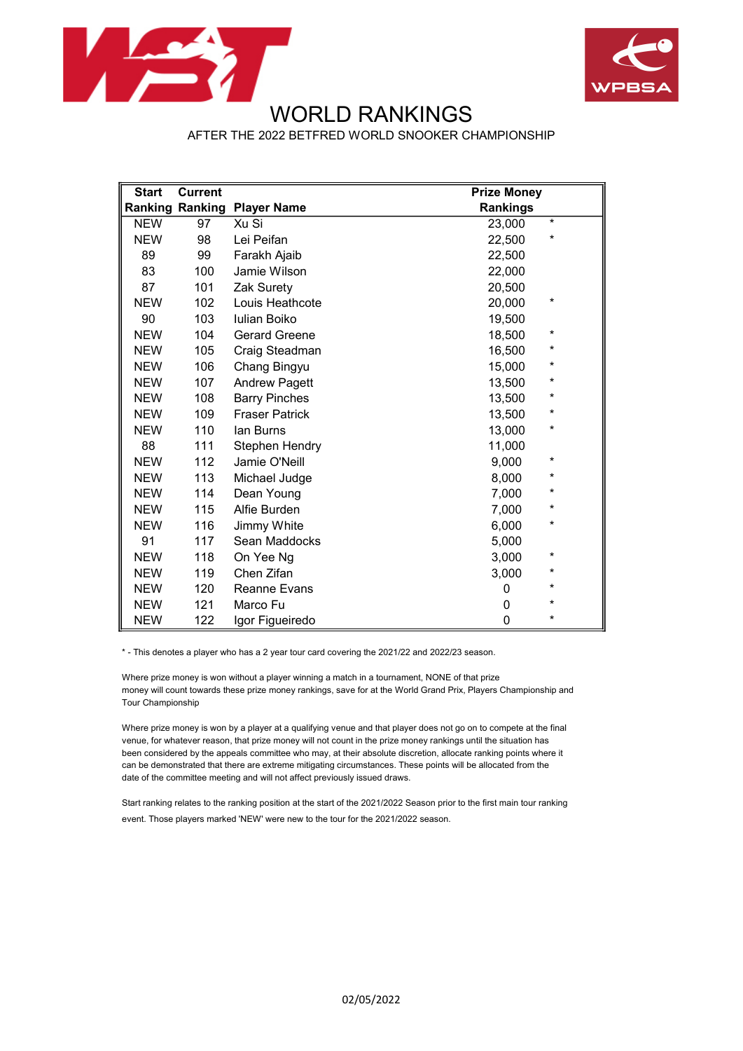# WORLD RANKINGS

AFTER THE 2022 BETFRED WORLD SNOOKER CHAMPIONSHIP

| Start Ranking | Current Ranking | Player Name | Prize Money Rankings | |
|---|---|---|---|---|
| NEW | 97 | Xu Si | 23,000 | * |
| NEW | 98 | Lei Peifan | 22,500 | * |
| 89 | 99 | Farakh Ajaib | 22,500 | |
| 83 | 100 | Jamie Wilson | 22,000 | |
| 87 | 101 | Zak Surety | 20,500 | |
| NEW | 102 | Louis Heathcote | 20,000 | * |
| 90 | 103 | Iulian Boiko | 19,500 | |
| NEW | 104 | Gerard Greene | 18,500 | * |
| NEW | 105 | Craig Steadman | 16,500 | * |
| NEW | 106 | Chang Bingyu | 15,000 | * |
| NEW | 107 | Andrew Pagett | 13,500 | * |
| NEW | 108 | Barry Pinches | 13,500 | * |
| NEW | 109 | Fraser Patrick | 13,500 | * |
| NEW | 110 | Ian Burns | 13,000 | * |
| 88 | 111 | Stephen Hendry | 11,000 | |
| NEW | 112 | Jamie O'Neill | 9,000 | * |
| NEW | 113 | Michael Judge | 8,000 | * |
| NEW | 114 | Dean Young | 7,000 | * |
| NEW | 115 | Alfie Burden | 7,000 | * |
| NEW | 116 | Jimmy White | 6,000 | * |
| 91 | 117 | Sean Maddocks | 5,000 | |
| NEW | 118 | On Yee Ng | 3,000 | * |
| NEW | 119 | Chen Zifan | 3,000 | * |
| NEW | 120 | Reanne Evans | 0 | * |
| NEW | 121 | Marco Fu | 0 | * |
| NEW | 122 | Igor Figueiredo | 0 | * |

* - This denotes a player who has a 2 year tour card covering the 2021/22 and 2022/23 season.

Where prize money is won without a player winning a match in a tournament, NONE of that prize money will count towards these prize money rankings, save for at the World Grand Prix, Players Championship and Tour Championship

Where prize money is won by a player at a qualifying venue and that player does not go on to compete at the final venue, for whatever reason, that prize money will not count in the prize money rankings until the situation has been considered by the appeals committee who may, at their absolute discretion, allocate ranking points where it can be demonstrated that there are extreme mitigating circumstances. These points will be allocated from the date of the committee meeting and will not affect previously issued draws.

Start ranking relates to the ranking position at the start of the 2021/2022 Season prior to the first main tour ranking event. Those players marked 'NEW' were new to the tour for the 2021/2022 season.

02/05/2022